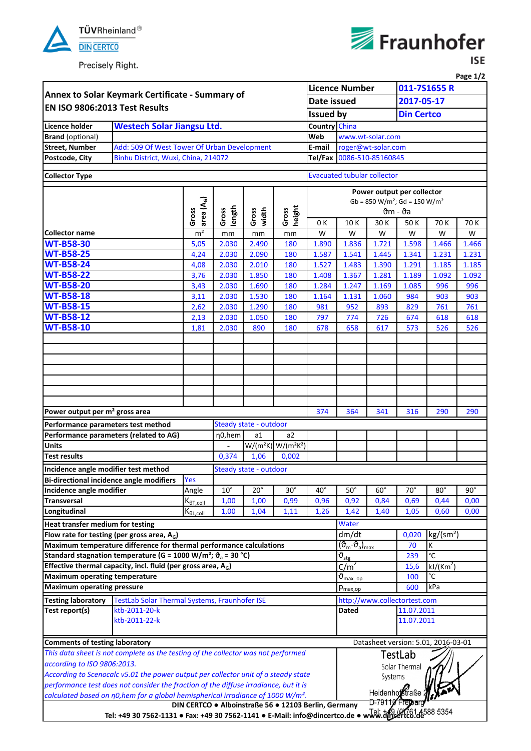TÜVRheinland®
DIN CERTCO
Precisely Right.

Fraunhofer ISE

## Annex to Solar Keymark Certificate - Summary of EN ISO 9806:2013 Test Results

| | |
|---|---|
| Licence Number | 011-7S1655 R |
| Date issued | 2017-05-17 |
| Issued by | Din Certco |

| | | | |
|---|---|---|---|
| **Licence holder** | Westech Solar Jiangsu Ltd. | **Country** | China |
| **Brand** (optional) | | **Web** | www.wt-solar.com |
| **Street, Number** | Add: 509 Of West Tower Of Urban Development | **E-mail** | roger@wt-solar.com |
| **Postcode, City** | Binhu District, Wuxi, China, 214072 | **Tel/Fax** | 0086-510-85160845 |

**Collector Type**: Evacuated tubular collector

| Collector name | Gross area ($A_G$) | Gross length | Gross width | Gross height | Power output per collector, Gb = 850 W/m²; Gd = 150 W/m², $\vartheta_m - \vartheta_a$: 0 K | 10 K | 30 K | 50 K | 70 K | 70 K |
|---|---|---|---|---|---|---|---|---|---|---|
| | m² | mm | mm | mm | W | W | W | W | W | W |
| WT-B58-30 | 5,05 | 2.030 | 2.490 | 180 | 1.890 | 1.836 | 1.721 | 1.598 | 1.466 | 1.466 |
| WT-B58-25 | 4,24 | 2.030 | 2.090 | 180 | 1.587 | 1.541 | 1.445 | 1.341 | 1.231 | 1.231 |
| WT-B58-24 | 4,08 | 2.030 | 2.010 | 180 | 1.527 | 1.483 | 1.390 | 1.291 | 1.185 | 1.185 |
| WT-B58-22 | 3,76 | 2.030 | 1.850 | 180 | 1.408 | 1.367 | 1.281 | 1.189 | 1.092 | 1.092 |
| WT-B58-20 | 3,43 | 2.030 | 1.690 | 180 | 1.284 | 1.247 | 1.169 | 1.085 | 996 | 996 |
| WT-B58-18 | 3,11 | 2.030 | 1.530 | 180 | 1.164 | 1.131 | 1.060 | 984 | 903 | 903 |
| WT-B58-15 | 2,62 | 2.030 | 1.290 | 180 | 981 | 952 | 893 | 829 | 761 | 761 |
| WT-B58-12 | 2,13 | 2.030 | 1.050 | 180 | 797 | 774 | 726 | 674 | 618 | 618 |
| WT-B58-10 | 1,81 | 2.030 | 890 | 180 | 678 | 658 | 617 | 573 | 526 | 526 |
| **Power output per m² gross area** | | | | | 374 | 364 | 341 | 316 | 290 | 290 |

| | | | |
|---|---|---|---|
| **Performance parameters test method** | Steady state - outdoor | | |
| **Performance parameters (related to AG)** | η0,hem | a1 | a2 |
| **Units** | - | W/(m²K) | W/(m²K²) |
| **Test results** | 0,374 | 1,06 | 0,002 |

**Incidence angle modifier test method**: Steady state - outdoor

**Bi-directional incidence angle modifiers**: Yes

| Incidence angle modifier | Angle | 10° | 20° | 30° | 40° | 50° | 60° | 70° | 80° | 90° |
|---|---|---|---|---|---|---|---|---|---|---|
| Transversal | $K_{\theta T,coll}$ | 1,00 | 1,00 | 0,99 | 0,96 | 0,92 | 0,84 | 0,69 | 0,44 | 0,00 |
| Longitudinal | $K_{\theta L,coll}$ | 1,00 | 1,04 | 1,11 | 1,26 | 1,42 | 1,40 | 1,05 | 0,60 | 0,00 |

| | | | |
|---|---|---|---|
| **Heat transfer medium for testing** | Water | | |
| **Flow rate for testing (per gross area, $A_G$)** | dm/dt | 0,020 | kg/(sm²) |
| **Maximum temperature difference for thermal performance calculations** | $(\vartheta_m-\vartheta_a)_{max}$ | 70 | K |
| **Standard stagnation temperature (G = 1000 W/m²; $\vartheta_a$ = 30 °C)** | $\vartheta_{stg}$ | 239 | °C |
| **Effective thermal capacity, incl. fluid (per gross area, $A_G$)** | $C/m^2$ | 15,6 | kJ/(Km²) |
| **Maximum operating temperature** | $\vartheta_{max\_op}$ | 100 | °C |
| **Maximum operating pressure** | $p_{max,op}$ | 600 | kPa |

| | | | |
|---|---|---|---|
| **Testing laboratory** | TestLab Solar Thermal Systems, Fraunhofer ISE | http://www.collectortest.com | |
| **Test report(s)** | ktb-2011-20-k | **Dated** | 11.07.2011 |
| | ktb-2011-22-k | | 11.07.2011 |

**Comments of testing laboratory** — Datasheet version: 5.01, 2016-03-01

*This data sheet is not complete as the testing of the collector was not performed according to ISO 9806:2013.*
*According to Scenocalc v5.01 the power output per collector unit of a steady state performance test does not consider the fraction of the diffuse irradiance, but it is calculated based on η0,hem for a global hemispherical irradiance of 1000 W/m².*

TestLab Solar Thermal Systems, Heidenhofstraße 2, D-79110 Freiburg, Tel: +49 (0)761 4588 5354

DIN CERTCO ● Alboinstraße 56 ● 12103 Berlin, Germany
Tel: +49 30 7562-1131 ● Fax: +49 30 7562-1141 ● E-Mail: info@dincertco.de ● www.dincertco.de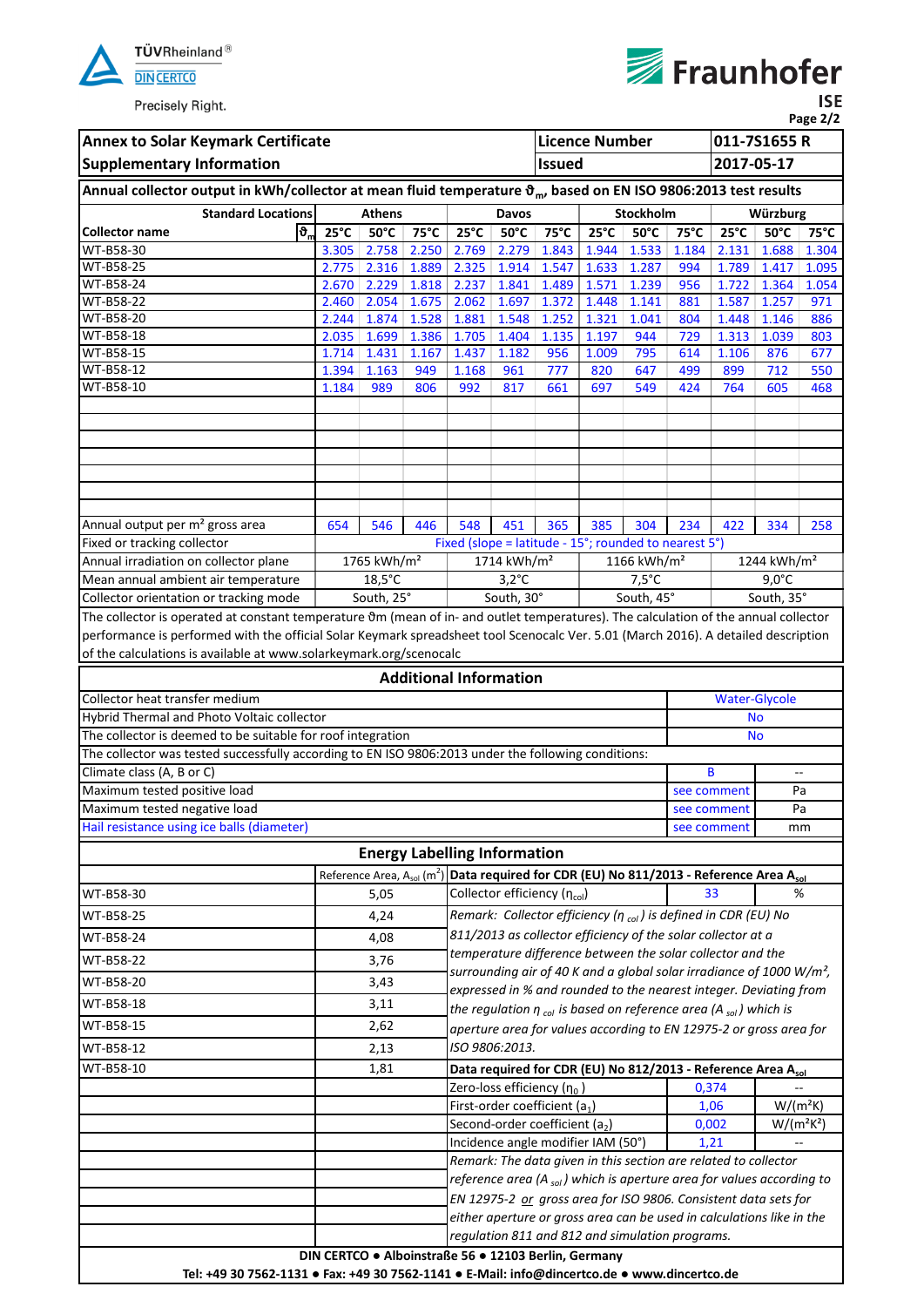TÜVRheinland®
DIN CERTCO
Precisely Right.

Fraunhofer
ISE

| Annex to Solar Keymark Certificate | Licence Number | 011-7S1655 R |
|---|---|---|
| Supplementary Information | Issued | 2017-05-17 |

**Annual collector output in kWh/collector at mean fluid temperature $\vartheta_m$, based on EN ISO 9806:2013 test results**

| Standard Locations | Athens | | | Davos | | | Stockholm | | | Würzburg | | |
|---|---|---|---|---|---|---|---|---|---|---|---|---|
| Collector name $\vartheta_m$ | 25°C | 50°C | 75°C | 25°C | 50°C | 75°C | 25°C | 50°C | 75°C | 25°C | 50°C | 75°C |
| WT-B58-30 | 3.305 | 2.758 | 2.250 | 2.769 | 2.279 | 1.843 | 1.944 | 1.533 | 1.184 | 2.131 | 1.688 | 1.304 |
| WT-B58-25 | 2.775 | 2.316 | 1.889 | 2.325 | 1.914 | 1.547 | 1.633 | 1.287 | 994 | 1.789 | 1.417 | 1.095 |
| WT-B58-24 | 2.670 | 2.229 | 1.818 | 2.237 | 1.841 | 1.489 | 1.571 | 1.239 | 956 | 1.722 | 1.364 | 1.054 |
| WT-B58-22 | 2.460 | 2.054 | 1.675 | 2.062 | 1.697 | 1.372 | 1.448 | 1.141 | 881 | 1.587 | 1.257 | 971 |
| WT-B58-20 | 2.244 | 1.874 | 1.528 | 1.881 | 1.548 | 1.252 | 1.321 | 1.041 | 804 | 1.448 | 1.146 | 886 |
| WT-B58-18 | 2.035 | 1.699 | 1.386 | 1.705 | 1.404 | 1.135 | 1.197 | 944 | 729 | 1.313 | 1.039 | 803 |
| WT-B58-15 | 1.714 | 1.431 | 1.167 | 1.437 | 1.182 | 956 | 1.009 | 795 | 614 | 1.106 | 876 | 677 |
| WT-B58-12 | 1.394 | 1.163 | 949 | 1.168 | 961 | 777 | 820 | 647 | 499 | 899 | 712 | 550 |
| WT-B58-10 | 1.184 | 989 | 806 | 992 | 817 | 661 | 697 | 549 | 424 | 764 | 605 | 468 |
| Annual output per m² gross area | 654 | 546 | 446 | 548 | 451 | 365 | 385 | 304 | 234 | 422 | 334 | 258 |
| Fixed or tracking collector | Fixed (slope = latitude - 15°; rounded to nearest 5°) | | | | | | | | | | | |
| Annual irradiation on collector plane | 1765 kWh/m² | | | 1714 kWh/m² | | | 1166 kWh/m² | | | 1244 kWh/m² | | |
| Mean annual ambient air temperature | 18,5°C | | | 3,2°C | | | 7,5°C | | | 9,0°C | | |
| Collector orientation or tracking mode | South, 25° | | | South, 30° | | | South, 45° | | | South, 35° | | |

The collector is operated at constant temperature ϑm (mean of in- and outlet temperatures). The calculation of the annual collector performance is performed with the official Solar Keymark spreadsheet tool Scenocalc Ver. 5.01 (March 2016). A detailed description of the calculations is available at www.solarkeymark.org/scenocalc

## Additional Information

| | | |
|---|---|---|
| Collector heat transfer medium | Water-Glycole | |
| Hybrid Thermal and Photo Voltaic collector | No | |
| The collector is deemed to be suitable for roof integration | No | |
| The collector was tested successfully according to EN ISO 9806:2013 under the following conditions: | | |
| Climate class (A, B or C) | B | -- |
| Maximum tested positive load | see comment | Pa |
| Maximum tested negative load | see comment | Pa |
| Hail resistance using ice balls (diameter) | see comment | mm |

## Energy Labelling Information

| | Reference Area, $A_{sol}$ (m²) | Data required for CDR (EU) No 811/2013 - Reference Area $A_{sol}$ | | |
|---|---|---|---|---|
| WT-B58-30 | 5,05 | Collector efficiency ($\eta_{col}$) | 33 | % |
| WT-B58-25 | 4,24 | *Remark: Collector efficiency ($\eta_{col}$) is defined in CDR (EU) No 811/2013 as collector efficiency of the solar collector at a temperature difference between the solar collector and the surrounding air of 40 K and a global solar irradiance of 1000 W/m², expressed in % and rounded to the nearest integer. Deviating from the regulation $\eta_{col}$ is based on reference area ($A_{sol}$) which is aperture area for values according to EN 12975-2 or gross area for ISO 9806:2013.* | | |
| WT-B58-24 | 4,08 | | | |
| WT-B58-22 | 3,76 | | | |
| WT-B58-20 | 3,43 | | | |
| WT-B58-18 | 3,11 | | | |
| WT-B58-15 | 2,62 | | | |
| WT-B58-12 | 2,13 | | | |
| WT-B58-10 | 1,81 | **Data required for CDR (EU) No 812/2013 - Reference Area $A_{sol}$** | | |
| | | Zero-loss efficiency ($\eta_0$) | 0,374 | -- |
| | | First-order coefficient ($a_1$) | 1,06 | W/(m²K) |
| | | Second-order coefficient ($a_2$) | 0,002 | W/(m²K²) |
| | | Incidence angle modifier IAM (50°) | 1,21 | -- |
| | | *Remark: The data given in this section are related to collector reference area ($A_{sol}$) which is aperture area for values according to EN 12975-2 or gross area for ISO 9806. Consistent data sets for either aperture or gross area can be used in calculations like in the regulation 811 and 812 and simulation programs.* | | |

DIN CERTCO • Alboinstraße 56 • 12103 Berlin, Germany
Tel: +49 30 7562-1131 • Fax: +49 30 7562-1141 • E-Mail: info@dincertco.de • www.dincertco.de